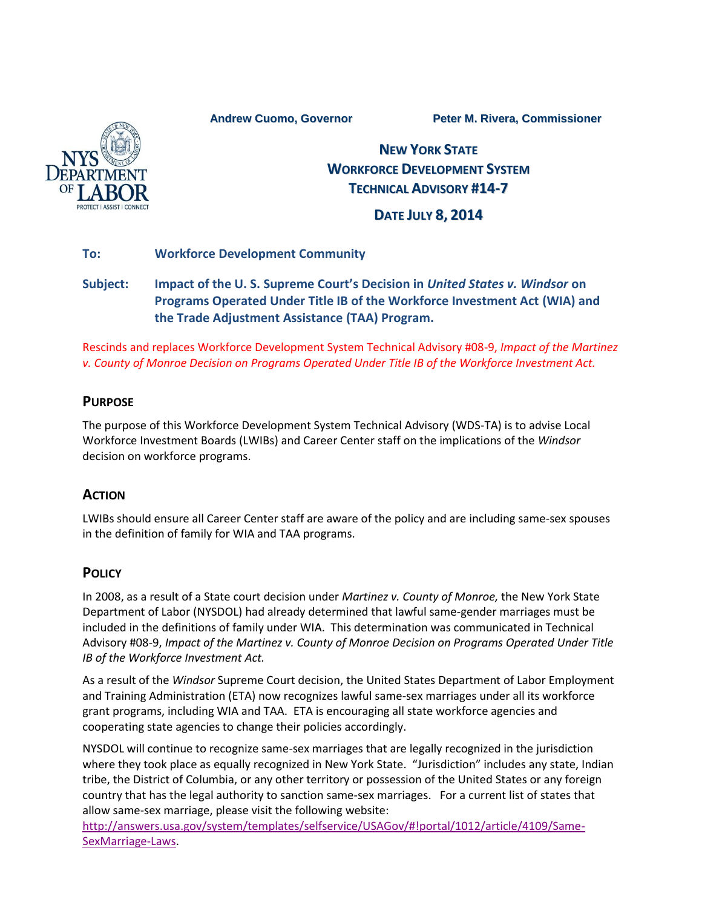Andrew Cuomo, Governor    Peter M. Rivera, Commissioner

# New York State Workforce Development System Technical Advisory #14-7

## Date July 8, 2014

**To:** **Workforce Development Community**

**Subject:** **Impact of the U. S. Supreme Court's Decision in *United States v. Windsor* on Programs Operated Under Title IB of the Workforce Investment Act (WIA) and the Trade Adjustment Assistance (TAA) Program.**

Rescinds and replaces Workforce Development System Technical Advisory #08-9, *Impact of the Martinez v. County of Monroe Decision on Programs Operated Under Title IB of the Workforce Investment Act.*

## Purpose

The purpose of this Workforce Development System Technical Advisory (WDS-TA) is to advise Local Workforce Investment Boards (LWIBs) and Career Center staff on the implications of the *Windsor* decision on workforce programs.

## Action

LWIBs should ensure all Career Center staff are aware of the policy and are including same-sex spouses in the definition of family for WIA and TAA programs.

## Policy

In 2008, as a result of a State court decision under *Martinez v. County of Monroe,* the New York State Department of Labor (NYSDOL) had already determined that lawful same-gender marriages must be included in the definitions of family under WIA. This determination was communicated in Technical Advisory #08-9, *Impact of the Martinez v. County of Monroe Decision on Programs Operated Under Title IB of the Workforce Investment Act.*

As a result of the *Windsor* Supreme Court decision, the United States Department of Labor Employment and Training Administration (ETA) now recognizes lawful same-sex marriages under all its workforce grant programs, including WIA and TAA. ETA is encouraging all state workforce agencies and cooperating state agencies to change their policies accordingly.

NYSDOL will continue to recognize same-sex marriages that are legally recognized in the jurisdiction where they took place as equally recognized in New York State. "Jurisdiction" includes any state, Indian tribe, the District of Columbia, or any other territory or possession of the United States or any foreign country that has the legal authority to sanction same-sex marriages. For a current list of states that allow same-sex marriage, please visit the following website: [http://answers.usa.gov/system/templates/selfservice/USAGov/#!portal/1012/article/4109/Same-SexMarriage-Laws](http://answers.usa.gov/system/templates/selfservice/USAGov/#!portal/1012/article/4109/Same-SexMarriage-Laws).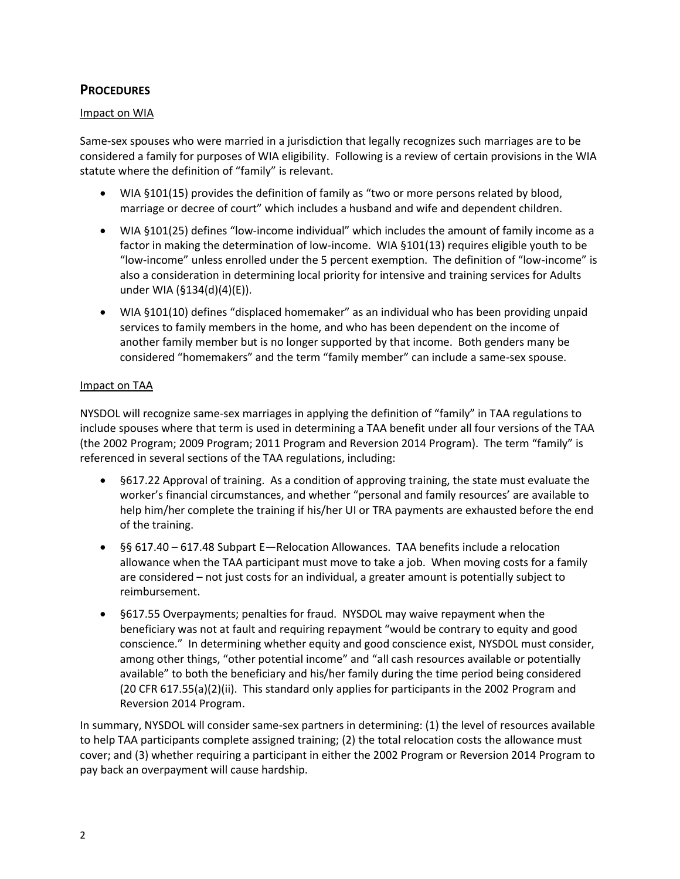## PROCEDURES

Impact on WIA

Same-sex spouses who were married in a jurisdiction that legally recognizes such marriages are to be considered a family for purposes of WIA eligibility. Following is a review of certain provisions in the WIA statute where the definition of "family" is relevant.

- WIA §101(15) provides the definition of family as "two or more persons related by blood, marriage or decree of court" which includes a husband and wife and dependent children.
- WIA §101(25) defines "low-income individual" which includes the amount of family income as a factor in making the determination of low-income. WIA §101(13) requires eligible youth to be "low-income" unless enrolled under the 5 percent exemption. The definition of "low-income" is also a consideration in determining local priority for intensive and training services for Adults under WIA (§134(d)(4)(E)).
- WIA §101(10) defines "displaced homemaker" as an individual who has been providing unpaid services to family members in the home, and who has been dependent on the income of another family member but is no longer supported by that income. Both genders many be considered "homemakers" and the term "family member" can include a same-sex spouse.

Impact on TAA

NYSDOL will recognize same-sex marriages in applying the definition of "family" in TAA regulations to include spouses where that term is used in determining a TAA benefit under all four versions of the TAA (the 2002 Program; 2009 Program; 2011 Program and Reversion 2014 Program). The term "family" is referenced in several sections of the TAA regulations, including:

- §617.22 Approval of training. As a condition of approving training, the state must evaluate the worker's financial circumstances, and whether "personal and family resources' are available to help him/her complete the training if his/her UI or TRA payments are exhausted before the end of the training.
- §§ 617.40 – 617.48 Subpart E—Relocation Allowances. TAA benefits include a relocation allowance when the TAA participant must move to take a job. When moving costs for a family are considered – not just costs for an individual, a greater amount is potentially subject to reimbursement.
- §617.55 Overpayments; penalties for fraud. NYSDOL may waive repayment when the beneficiary was not at fault and requiring repayment "would be contrary to equity and good conscience." In determining whether equity and good conscience exist, NYSDOL must consider, among other things, "other potential income" and "all cash resources available or potentially available" to both the beneficiary and his/her family during the time period being considered (20 CFR 617.55(a)(2)(ii). This standard only applies for participants in the 2002 Program and Reversion 2014 Program.

In summary, NYSDOL will consider same-sex partners in determining: (1) the level of resources available to help TAA participants complete assigned training; (2) the total relocation costs the allowance must cover; and (3) whether requiring a participant in either the 2002 Program or Reversion 2014 Program to pay back an overpayment will cause hardship.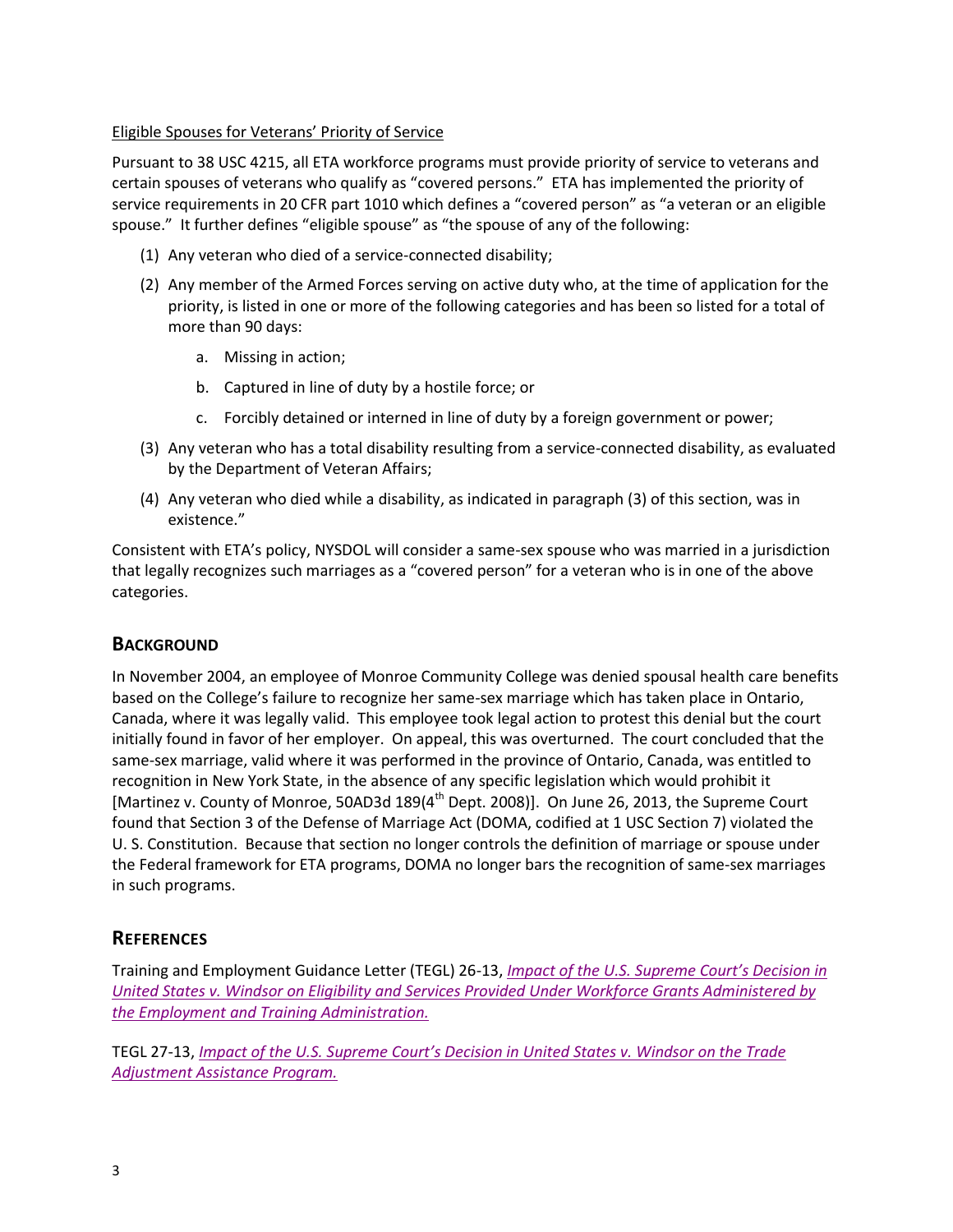Eligible Spouses for Veterans' Priority of Service

Pursuant to 38 USC 4215, all ETA workforce programs must provide priority of service to veterans and certain spouses of veterans who qualify as "covered persons." ETA has implemented the priority of service requirements in 20 CFR part 1010 which defines a "covered person" as "a veteran or an eligible spouse." It further defines "eligible spouse" as "the spouse of any of the following:

(1) Any veteran who died of a service-connected disability;

(2) Any member of the Armed Forces serving on active duty who, at the time of application for the priority, is listed in one or more of the following categories and has been so listed for a total of more than 90 days:

   a. Missing in action;

   b. Captured in line of duty by a hostile force; or

   c. Forcibly detained or interned in line of duty by a foreign government or power;

(3) Any veteran who has a total disability resulting from a service-connected disability, as evaluated by the Department of Veteran Affairs;

(4) Any veteran who died while a disability, as indicated in paragraph (3) of this section, was in existence."

Consistent with ETA's policy, NYSDOL will consider a same-sex spouse who was married in a jurisdiction that legally recognizes such marriages as a "covered person" for a veteran who is in one of the above categories.

## BACKGROUND

In November 2004, an employee of Monroe Community College was denied spousal health care benefits based on the College's failure to recognize her same-sex marriage which has taken place in Ontario, Canada, where it was legally valid. This employee took legal action to protest this denial but the court initially found in favor of her employer. On appeal, this was overturned. The court concluded that the same-sex marriage, valid where it was performed in the province of Ontario, Canada, was entitled to recognition in New York State, in the absence of any specific legislation which would prohibit it [Martinez v. County of Monroe, 50AD3d 189(4th Dept. 2008)]. On June 26, 2013, the Supreme Court found that Section 3 of the Defense of Marriage Act (DOMA, codified at 1 USC Section 7) violated the U. S. Constitution. Because that section no longer controls the definition of marriage or spouse under the Federal framework for ETA programs, DOMA no longer bars the recognition of same-sex marriages in such programs.

## REFERENCES

Training and Employment Guidance Letter (TEGL) 26-13, *Impact of the U.S. Supreme Court's Decision in United States v. Windsor on Eligibility and Services Provided Under Workforce Grants Administered by the Employment and Training Administration.*

TEGL 27-13, *Impact of the U.S. Supreme Court's Decision in United States v. Windsor on the Trade Adjustment Assistance Program.*